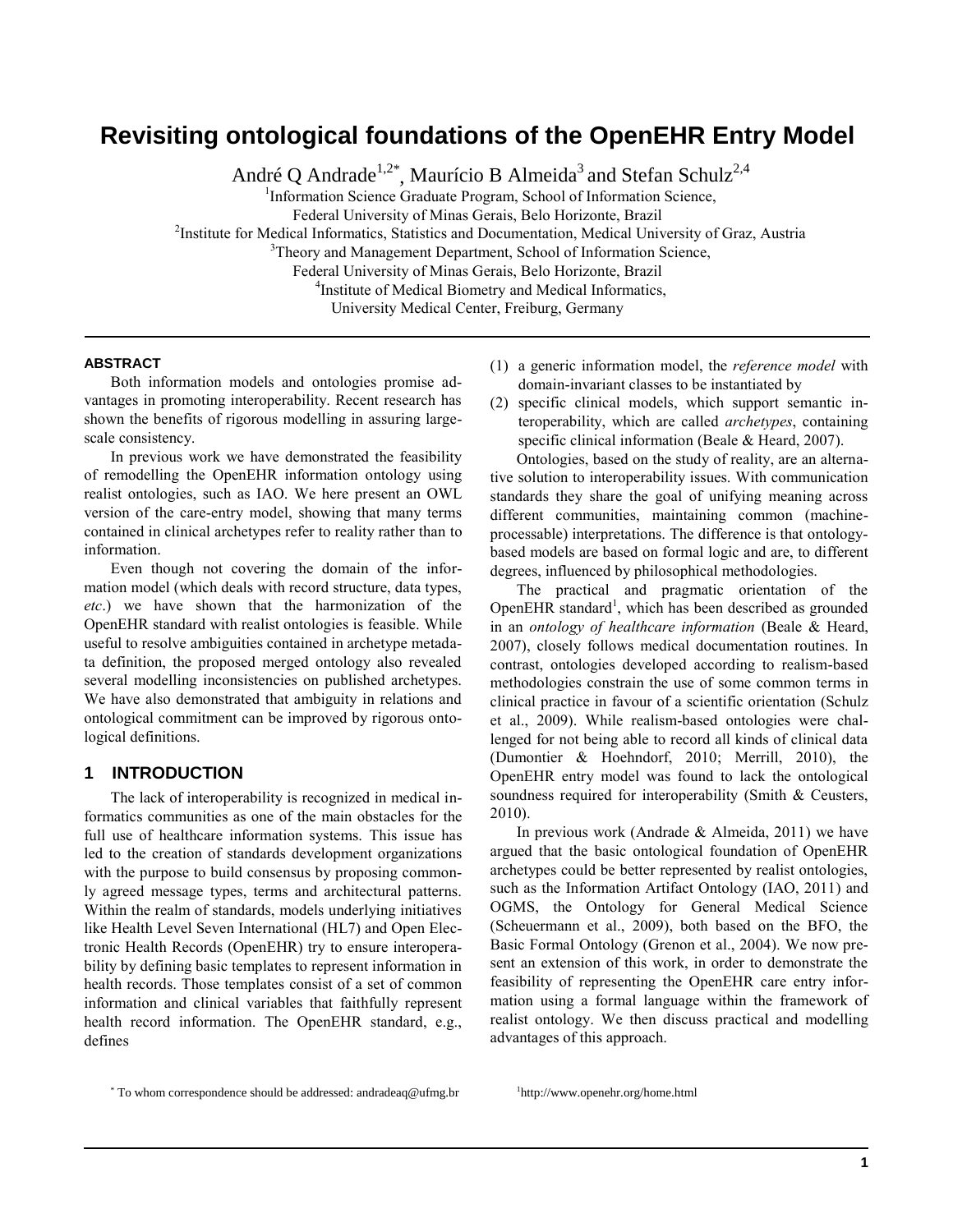# Revisiting ontological foundations of the OpenEHR Entry Model

André Q Andrade[1,2*], Maurício B Almeida[3] and Stefan Schulz[2,4]

[1]Information Science Graduate Program, School of Information Science, Federal University of Minas Gerais, Belo Horizonte, Brazil

[2]Institute for Medical Informatics, Statistics and Documentation, Medical University of Graz, Austria

[3]Theory and Management Department, School of Information Science, Federal University of Minas Gerais, Belo Horizonte, Brazil

[4]Institute of Medical Biometry and Medical Informatics, University Medical Center, Freiburg, Germany

## ABSTRACT

Both information models and ontologies promise advantages in promoting interoperability. Recent research has shown the benefits of rigorous modelling in assuring large-scale consistency.

In previous work we have demonstrated the feasibility of remodelling the OpenEHR information ontology using realist ontologies, such as IAO. We here present an OWL version of the care-entry model, showing that many terms contained in clinical archetypes refer to reality rather than to information.

Even though not covering the domain of the information model (which deals with record structure, data types, *etc*.) we have shown that the harmonization of the OpenEHR standard with realist ontologies is feasible. While useful to resolve ambiguities contained in archetype metadata definition, the proposed merged ontology also revealed several modelling inconsistencies on published archetypes. We have also demonstrated that ambiguity in relations and ontological commitment can be improved by rigorous ontological definitions.

## 1 INTRODUCTION

The lack of interoperability is recognized in medical informatics communities as one of the main obstacles for the full use of healthcare information systems. This issue has led to the creation of standards development organizations with the purpose to build consensus by proposing commonly agreed message types, terms and architectural patterns. Within the realm of standards, models underlying initiatives like Health Level Seven International (HL7) and Open Electronic Health Records (OpenEHR) try to ensure interoperability by defining basic templates to represent information in health records. Those templates consist of a set of common information and clinical variables that faithfully represent health record information. The OpenEHR standard, e.g., defines

(1) a generic information model, the *reference model* with domain-invariant classes to be instantiated by

(2) specific clinical models, which support semantic interoperability, which are called *archetypes*, containing specific clinical information (Beale & Heard, 2007).

Ontologies, based on the study of reality, are an alternative solution to interoperability issues. With communication standards they share the goal of unifying meaning across different communities, maintaining common (machine-processable) interpretations. The difference is that ontology-based models are based on formal logic and are, to different degrees, influenced by philosophical methodologies.

The practical and pragmatic orientation of the OpenEHR standard[1], which has been described as grounded in an *ontology of healthcare information* (Beale & Heard, 2007), closely follows medical documentation routines. In contrast, ontologies developed according to realism-based methodologies constrain the use of some common terms in clinical practice in favour of a scientific orientation (Schulz et al., 2009). While realism-based ontologies were challenged for not being able to record all kinds of clinical data (Dumontier & Hoehndorf, 2010; Merrill, 2010), the OpenEHR entry model was found to lack the ontological soundness required for interoperability (Smith & Ceusters, 2010).

In previous work (Andrade & Almeida, 2011) we have argued that the basic ontological foundation of OpenEHR archetypes could be better represented by realist ontologies, such as the Information Artifact Ontology (IAO, 2011) and OGMS, the Ontology for General Medical Science (Scheuermann et al., 2009), both based on the BFO, the Basic Formal Ontology (Grenon et al., 2004). We now present an extension of this work, in order to demonstrate the feasibility of representing the OpenEHR care entry information using a formal language within the framework of realist ontology. We then discuss practical and modelling advantages of this approach.

* To whom correspondence should be addressed: andradeaq@ufmg.br

[1]http://www.openehr.org/home.html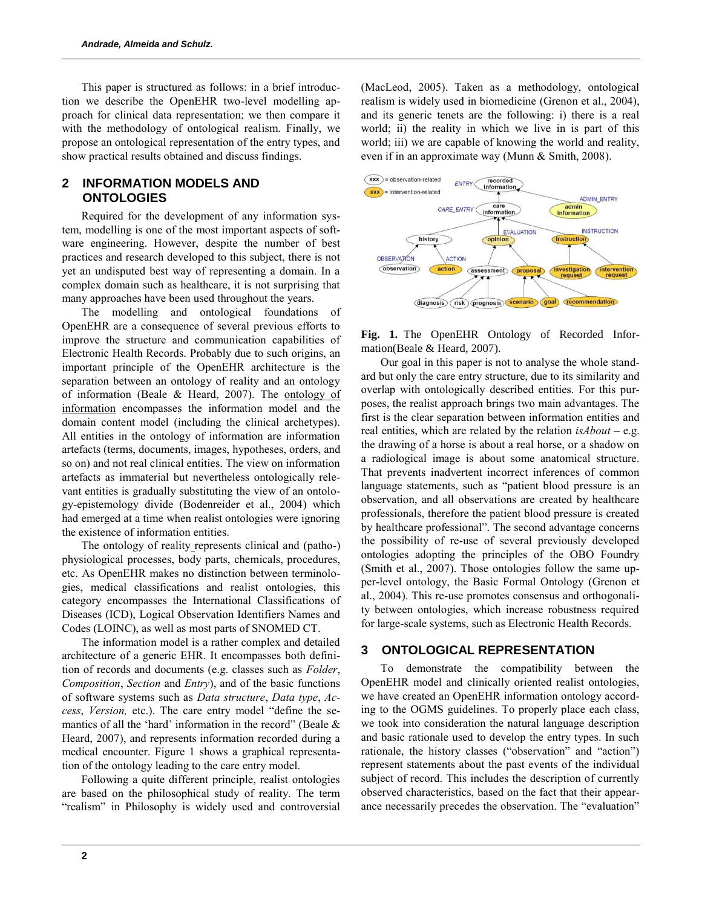This paper is structured as follows: in a brief introduction we describe the OpenEHR two-level modelling approach for clinical data representation; we then compare it with the methodology of ontological realism. Finally, we propose an ontological representation of the entry types, and show practical results obtained and discuss findings.

## 2 INFORMATION MODELS AND ONTOLOGIES

Required for the development of any information system, modelling is one of the most important aspects of software engineering. However, despite the number of best practices and research developed to this subject, there is not yet an undisputed best way of representing a domain. In a complex domain such as healthcare, it is not surprising that many approaches have been used throughout the years.

The modelling and ontological foundations of OpenEHR are a consequence of several previous efforts to improve the structure and communication capabilities of Electronic Health Records. Probably due to such origins, an important principle of the OpenEHR architecture is the separation between an ontology of reality and an ontology of information (Beale & Heard, 2007). The ontology of information encompasses the information model and the domain content model (including the clinical archetypes). All entities in the ontology of information are information artefacts (terms, documents, images, hypotheses, orders, and so on) and not real clinical entities. The view on information artefacts as immaterial but nevertheless ontologically relevant entities is gradually substituting the view of an ontology-epistemology divide (Bodenreider et al., 2004) which had emerged at a time when realist ontologies were ignoring the existence of information entities.

The ontology of reality represents clinical and (patho-) physiological processes, body parts, chemicals, procedures, etc. As OpenEHR makes no distinction between terminologies, medical classifications and realist ontologies, this category encompasses the International Classifications of Diseases (ICD), Logical Observation Identifiers Names and Codes (LOINC), as well as most parts of SNOMED CT.

The information model is a rather complex and detailed architecture of a generic EHR. It encompasses both definition of records and documents (e.g. classes such as *Folder*, *Composition*, *Section* and *Entry*), and of the basic functions of software systems such as *Data structure*, *Data type*, *Access*, *Version,* etc.). The care entry model "define the semantics of all the 'hard' information in the record" (Beale & Heard, 2007), and represents information recorded during a medical encounter. Figure 1 shows a graphical representation of the ontology leading to the care entry model.

Following a quite different principle, realist ontologies are based on the philosophical study of reality. The term "realism" in Philosophy is widely used and controversial (MacLeod, 2005). Taken as a methodology, ontological realism is widely used in biomedicine (Grenon et al., 2004), and its generic tenets are the following: i) there is a real world; ii) the reality in which we live in is part of this world; iii) we are capable of knowing the world and reality, even if in an approximate way (Munn & Smith, 2008).

**Fig. 1.** The OpenEHR Ontology of Recorded Information(Beale & Heard, 2007).

Our goal in this paper is not to analyse the whole standard but only the care entry structure, due to its similarity and overlap with ontologically described entities. For this purposes, the realist approach brings two main advantages. The first is the clear separation between information entities and real entities, which are related by the relation *isAbout* – e.g. the drawing of a horse is about a real horse, or a shadow on a radiological image is about some anatomical structure. That prevents inadvertent incorrect inferences of common language statements, such as "patient blood pressure is an observation, and all observations are created by healthcare professionals, therefore the patient blood pressure is created by healthcare professional". The second advantage concerns the possibility of re-use of several previously developed ontologies adopting the principles of the OBO Foundry (Smith et al., 2007). Those ontologies follow the same upper-level ontology, the Basic Formal Ontology (Grenon et al., 2004). This re-use promotes consensus and orthogonality between ontologies, which increase robustness required for large-scale systems, such as Electronic Health Records.

## 3 ONTOLOGICAL REPRESENTATION

To demonstrate the compatibility between the OpenEHR model and clinically oriented realist ontologies, we have created an OpenEHR information ontology according to the OGMS guidelines. To properly place each class, we took into consideration the natural language description and basic rationale used to develop the entry types. In such rationale, the history classes ("observation" and "action") represent statements about the past events of the individual subject of record. This includes the description of currently observed characteristics, based on the fact that their appearance necessarily precedes the observation. The "evaluation"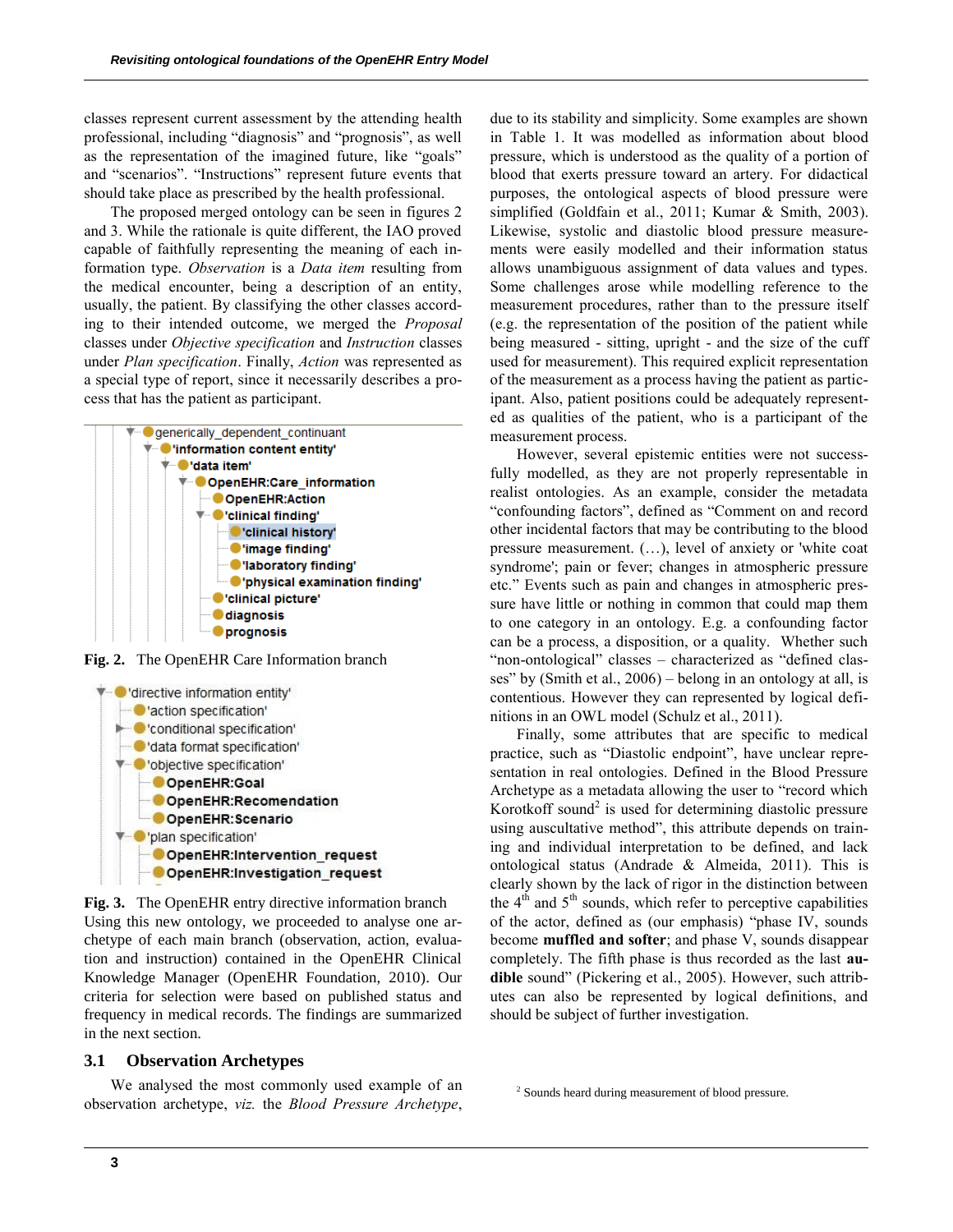classes represent current assessment by the attending health professional, including "diagnosis" and "prognosis", as well as the representation of the imagined future, like "goals" and "scenarios". "Instructions" represent future events that should take place as prescribed by the health professional.

The proposed merged ontology can be seen in figures 2 and 3. While the rationale is quite different, the IAO proved capable of faithfully representing the meaning of each information type. *Observation* is a *Data item* resulting from the medical encounter, being a description of an entity, usually, the patient. By classifying the other classes according to their intended outcome, we merged the *Proposal* classes under *Objective specification* and *Instruction* classes under *Plan specification*. Finally, *Action* was represented as a special type of report, since it necessarily describes a process that has the patient as participant.

- generically_dependent_continuant
  - 'information content entity'
    - 'data item'
      - OpenEHR:Care_information
        - OpenEHR:Action
        - 'clinical finding'
          - 'clinical history'
          - 'image finding'
          - 'laboratory finding'
          - 'physical examination finding'
        - 'clinical picture'
        - diagnosis
        - prognosis

**Fig. 2.** The OpenEHR Care Information branch

- 'directive information entity'
  - 'action specification'
  - 'conditional specification'
  - 'data format specification'
  - 'objective specification'
    - OpenEHR:Goal
    - OpenEHR:Recomendation
    - OpenEHR:Scenario
  - 'plan specification'
    - OpenEHR:Intervention_request
    - OpenEHR:Investigation_request

**Fig. 3.** The OpenEHR entry directive information branch

Using this new ontology, we proceeded to analyse one archetype of each main branch (observation, action, evaluation and instruction) contained in the OpenEHR Clinical Knowledge Manager (OpenEHR Foundation, 2010). Our criteria for selection were based on published status and frequency in medical records. The findings are summarized in the next section.

## 3.1 Observation Archetypes

We analysed the most commonly used example of an observation archetype, *viz.* the *Blood Pressure Archetype*, due to its stability and simplicity. Some examples are shown in Table 1. It was modelled as information about blood pressure, which is understood as the quality of a portion of blood that exerts pressure toward an artery. For didactical purposes, the ontological aspects of blood pressure were simplified (Goldfain et al., 2011; Kumar & Smith, 2003). Likewise, systolic and diastolic blood pressure measurements were easily modelled and their information status allows unambiguous assignment of data values and types. Some challenges arose while modelling reference to the measurement procedures, rather than to the pressure itself (e.g. the representation of the position of the patient while being measured - sitting, upright - and the size of the cuff used for measurement). This required explicit representation of the measurement as a process having the patient as participant. Also, patient positions could be adequately represented as qualities of the patient, who is a participant of the measurement process.

However, several epistemic entities were not successfully modelled, as they are not properly representable in realist ontologies. As an example, consider the metadata "confounding factors", defined as "Comment on and record other incidental factors that may be contributing to the blood pressure measurement. (…), level of anxiety or 'white coat syndrome'; pain or fever; changes in atmospheric pressure etc." Events such as pain and changes in atmospheric pressure have little or nothing in common that could map them to one category in an ontology. E.g. a confounding factor can be a process, a disposition, or a quality. Whether such "non-ontological" classes – characterized as "defined classes" by (Smith et al., 2006) – belong in an ontology at all, is contentious. However they can represented by logical definitions in an OWL model (Schulz et al., 2011).

Finally, some attributes that are specific to medical practice, such as "Diastolic endpoint", have unclear representation in real ontologies. Defined in the Blood Pressure Archetype as a metadata allowing the user to "record which Korotkoff sound[2] is used for determining diastolic pressure using auscultative method", this attribute depends on training and individual interpretation to be defined, and lack ontological status (Andrade & Almeida, 2011). This is clearly shown by the lack of rigor in the distinction between the 4th and 5th sounds, which refer to perceptive capabilities of the actor, defined as (our emphasis) "phase IV, sounds become **muffled and softer**; and phase V, sounds disappear completely. The fifth phase is thus recorded as the last **audible** sound" (Pickering et al., 2005). However, such attributes can also be represented by logical definitions, and should be subject of further investigation.

[2] Sounds heard during measurement of blood pressure.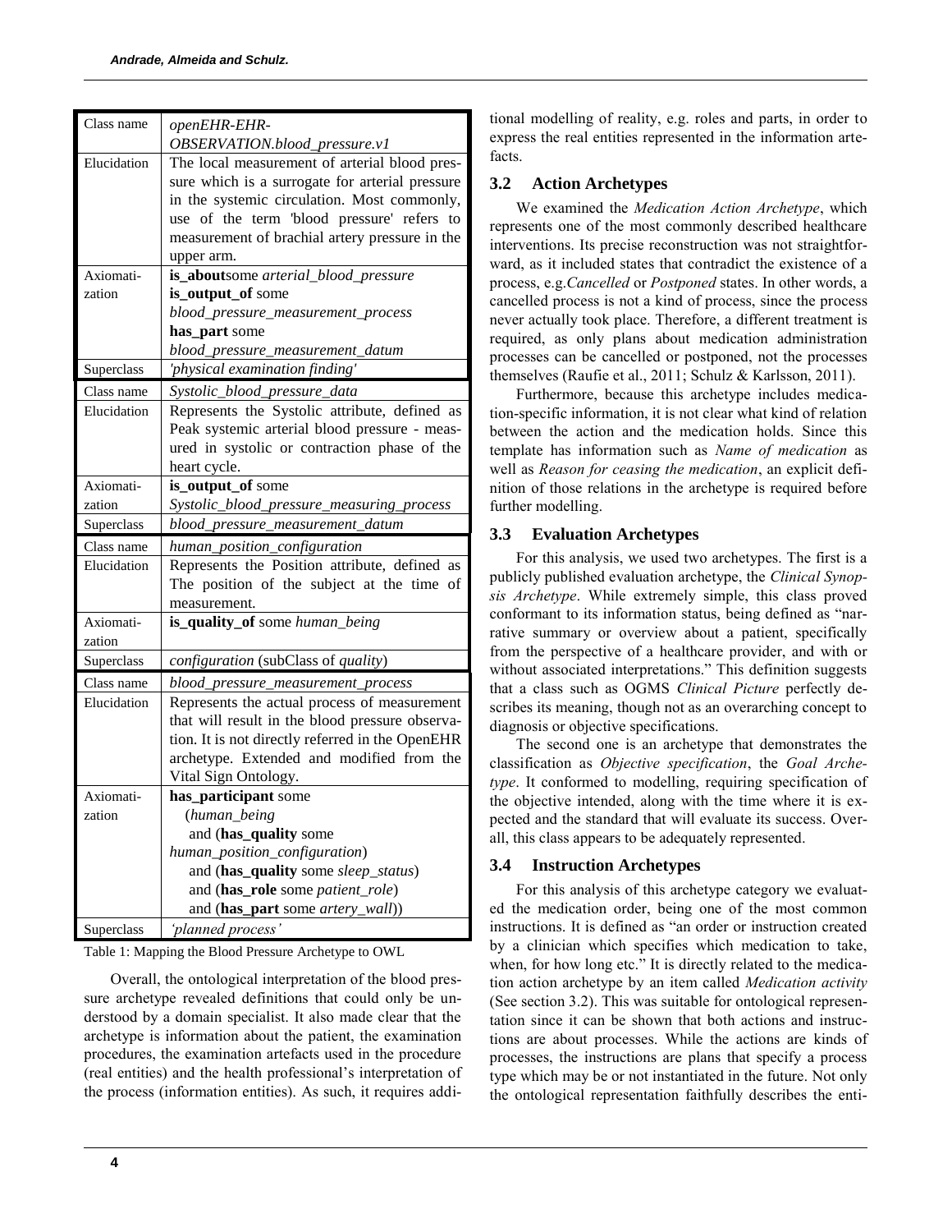| Class name | *openEHR-EHR-OBSERVATION.blood_pressure.v1* |
|---|---|
| Elucidation | The local measurement of arterial blood pressure which is a surrogate for arterial pressure in the systemic circulation. Most commonly, use of the term 'blood pressure' refers to measurement of brachial artery pressure in the upper arm. |
| Axiomatization | **is_about**some *arterial_blood_pressure* **is_output_of** some *blood_pressure_measurement_process* **has_part** some *blood_pressure_measurement_datum* |
| Superclass | *'physical examination finding'* |
| Class name | *Systolic_blood_pressure_data* |
| Elucidation | Represents the Systolic attribute, defined as Peak systemic arterial blood pressure - measured in systolic or contraction phase of the heart cycle. |
| Axiomatization | **is_output_of** some *Systolic_blood_pressure_measuring_process* |
| Superclass | *blood_pressure_measurement_datum* |
| Class name | *human_position_configuration* |
| Elucidation | Represents the Position attribute, defined as The position of the subject at the time of measurement. |
| Axiomatization | **is_quality_of** some *human_being* |
| Superclass | *configuration* (subClass of *quality*) |
| Class name | *blood_pressure_measurement_process* |
| Elucidation | Represents the actual process of measurement that will result in the blood pressure observation. It is not directly referred in the OpenEHR archetype. Extended and modified from the Vital Sign Ontology. |
| Axiomatization | **has_participant** some (*human_being* and (**has_quality** some *human_position_configuration*) and (**has_quality** some *sleep_status*) and (**has_role** some *patient_role*) and (**has_part** some *artery_wall*)) |
| Superclass | *'planned process'* |

Table 1: Mapping the Blood Pressure Archetype to OWL

Overall, the ontological interpretation of the blood pressure archetype revealed definitions that could only be understood by a domain specialist. It also made clear that the archetype is information about the patient, the examination procedures, the examination artefacts used in the procedure (real entities) and the health professional's interpretation of the process (information entities). As such, it requires additional modelling of reality, e.g. roles and parts, in order to express the real entities represented in the information artefacts.

### 3.2 Action Archetypes

We examined the *Medication Action Archetype*, which represents one of the most commonly described healthcare interventions. Its precise reconstruction was not straightforward, as it included states that contradict the existence of a process, e.g.*Cancelled* or *Postponed* states. In other words, a cancelled process is not a kind of process, since the process never actually took place. Therefore, a different treatment is required, as only plans about medication administration processes can be cancelled or postponed, not the processes themselves (Raufie et al., 2011; Schulz & Karlsson, 2011).

Furthermore, because this archetype includes medication-specific information, it is not clear what kind of relation between the action and the medication holds. Since this template has information such as *Name of medication* as well as *Reason for ceasing the medication*, an explicit definition of those relations in the archetype is required before further modelling.

### 3.3 Evaluation Archetypes

For this analysis, we used two archetypes. The first is a publicly published evaluation archetype, the *Clinical Synopsis Archetype*. While extremely simple, this class proved conformant to its information status, being defined as "narrative summary or overview about a patient, specifically from the perspective of a healthcare provider, and with or without associated interpretations." This definition suggests that a class such as OGMS *Clinical Picture* perfectly describes its meaning, though not as an overarching concept to diagnosis or objective specifications.

The second one is an archetype that demonstrates the classification as *Objective specification*, the *Goal Archetype*. It conformed to modelling, requiring specification of the objective intended, along with the time where it is expected and the standard that will evaluate its success. Overall, this class appears to be adequately represented.

### 3.4 Instruction Archetypes

For this analysis of this archetype category we evaluated the medication order, being one of the most common instructions. It is defined as "an order or instruction created by a clinician which specifies which medication to take, when, for how long etc." It is directly related to the medication action archetype by an item called *Medication activity* (See section 3.2). This was suitable for ontological representation since it can be shown that both actions and instructions are about processes. While the actions are kinds of processes, the instructions are plans that specify a process type which may be or not instantiated in the future. Not only the ontological representation faithfully describes the enti-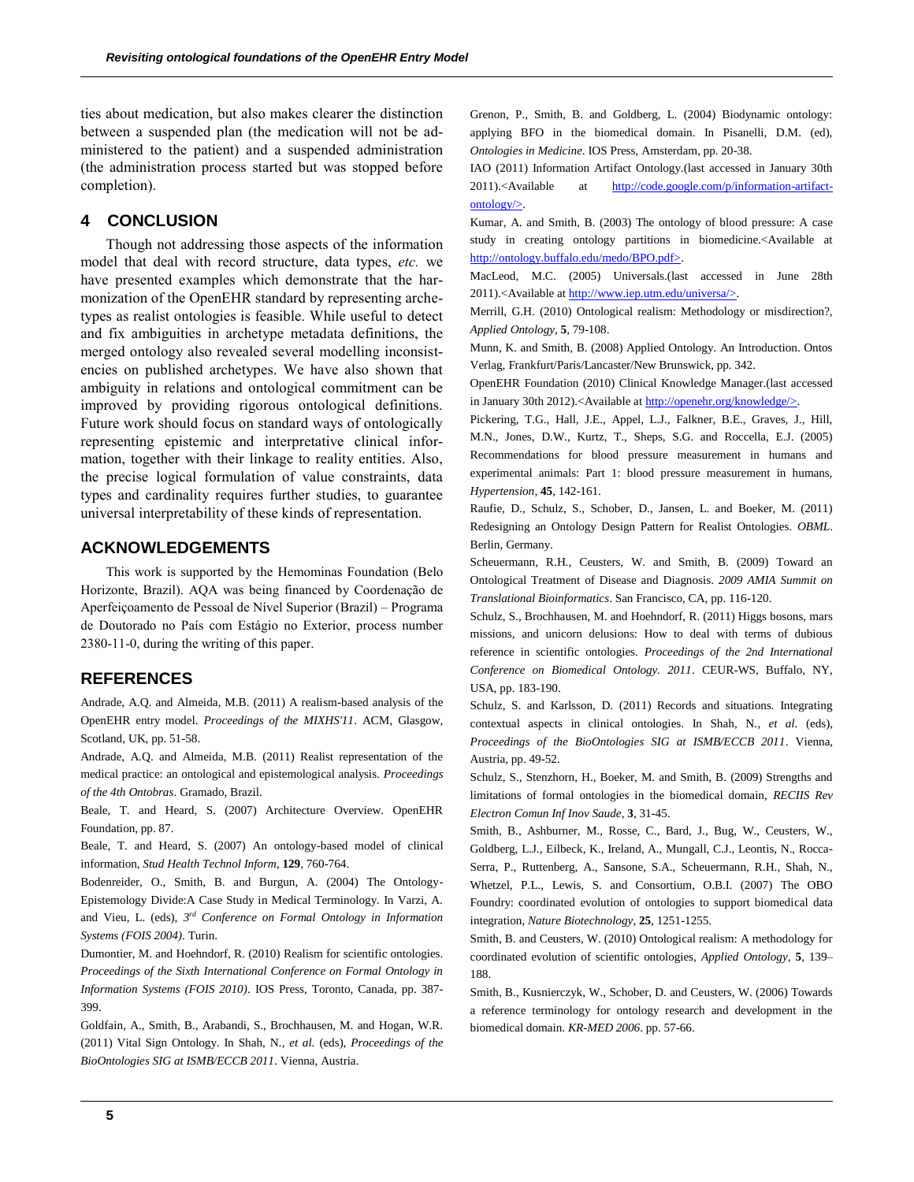ties about medication, but also makes clearer the distinction between a suspended plan (the medication will not be administered to the patient) and a suspended administration (the administration process started but was stopped before completion).

## 4 CONCLUSION

Though not addressing those aspects of the information model that deal with record structure, data types, *etc.* we have presented examples which demonstrate that the harmonization of the OpenEHR standard by representing archetypes as realist ontologies is feasible. While useful to detect and fix ambiguities in archetype metadata definitions, the merged ontology also revealed several modelling inconsistencies on published archetypes. We have also shown that ambiguity in relations and ontological commitment can be improved by providing rigorous ontological definitions. Future work should focus on standard ways of ontologically representing epistemic and interpretative clinical information, together with their linkage to reality entities. Also, the precise logical formulation of value constraints, data types and cardinality requires further studies, to guarantee universal interpretability of these kinds of representation.

## ACKNOWLEDGEMENTS

This work is supported by the Hemominas Foundation (Belo Horizonte, Brazil). AQA was being financed by Coordenação de Aperfeiçoamento de Pessoal de Nível Superior (Brazil) – Programa de Doutorado no País com Estágio no Exterior, process number 2380-11-0, during the writing of this paper.

## REFERENCES

Andrade, A.Q. and Almeida, M.B. (2011) A realism-based analysis of the OpenEHR entry model. *Proceedings of the MIXHS'11*. ACM, Glasgow, Scotland, UK, pp. 51-58.

Andrade, A.Q. and Almeida, M.B. (2011) Realist representation of the medical practice: an ontological and epistemological analysis. *Proceedings of the 4th Ontobras*. Gramado, Brazil.

Beale, T. and Heard, S. (2007) Architecture Overview. OpenEHR Foundation, pp. 87.

Beale, T. and Heard, S. (2007) An ontology-based model of clinical information, *Stud Health Technol Inform*, **129**, 760-764.

Bodenreider, O., Smith, B. and Burgun, A. (2004) The Ontology-Epistemology Divide:A Case Study in Medical Terminology. In Varzi, A. and Vieu, L. (eds), *3rd Conference on Formal Ontology in Information Systems (FOIS 2004)*. Turin.

Dumontier, M. and Hoehndorf, R. (2010) Realism for scientific ontologies. *Proceedings of the Sixth International Conference on Formal Ontology in Information Systems (FOIS 2010)*. IOS Press, Toronto, Canada, pp. 387-399.

Goldfain, A., Smith, B., Arabandi, S., Brochhausen, M. and Hogan, W.R. (2011) Vital Sign Ontology. In Shah, N., *et al.* (eds), *Proceedings of the BioOntologies SIG at ISMB/ECCB 2011*. Vienna, Austria.

Grenon, P., Smith, B. and Goldberg, L. (2004) Biodynamic ontology: applying BFO in the biomedical domain. In Pisanelli, D.M. (ed), *Ontologies in Medicine*. IOS Press, Amsterdam, pp. 20-38.

IAO (2011) Information Artifact Ontology.(last accessed in January 30th 2011).<Available at http://code.google.com/p/information-artifact-ontology/>.

Kumar, A. and Smith, B. (2003) The ontology of blood pressure: A case study in creating ontology partitions in biomedicine.<Available at http://ontology.buffalo.edu/medo/BPO.pdf>.

MacLeod, M.C. (2005) Universals.(last accessed in June 28th 2011).<Available at http://www.iep.utm.edu/universa/>.

Merrill, G.H. (2010) Ontological realism: Methodology or misdirection?, *Applied Ontology*, **5**, 79-108.

Munn, K. and Smith, B. (2008) Applied Ontology. An Introduction. Ontos Verlag, Frankfurt/Paris/Lancaster/New Brunswick, pp. 342.

OpenEHR Foundation (2010) Clinical Knowledge Manager.(last accessed in January 30th 2012).<Available at http://openehr.org/knowledge/>.

Pickering, T.G., Hall, J.E., Appel, L.J., Falkner, B.E., Graves, J., Hill, M.N., Jones, D.W., Kurtz, T., Sheps, S.G. and Roccella, E.J. (2005) Recommendations for blood pressure measurement in humans and experimental animals: Part 1: blood pressure measurement in humans, *Hypertension*, **45**, 142-161.

Raufie, D., Schulz, S., Schober, D., Jansen, L. and Boeker, M. (2011) Redesigning an Ontology Design Pattern for Realist Ontologies. *OBML*. Berlin, Germany.

Scheuermann, R.H., Ceusters, W. and Smith, B. (2009) Toward an Ontological Treatment of Disease and Diagnosis. *2009 AMIA Summit on Translational Bioinformatics*. San Francisco, CA, pp. 116-120.

Schulz, S., Brochhausen, M. and Hoehndorf, R. (2011) Higgs bosons, mars missions, and unicorn delusions: How to deal with terms of dubious reference in scientific ontologies. *Proceedings of the 2nd International Conference on Biomedical Ontology. 2011*. CEUR-WS, Buffalo, NY, USA, pp. 183-190.

Schulz, S. and Karlsson, D. (2011) Records and situations. Integrating contextual aspects in clinical ontologies. In Shah, N., *et al.* (eds), *Proceedings of the BioOntologies SIG at ISMB/ECCB 2011*. Vienna, Austria, pp. 49-52.

Schulz, S., Stenzhorn, H., Boeker, M. and Smith, B. (2009) Strengths and limitations of formal ontologies in the biomedical domain, *RECIIS Rev Electron Comun Inf Inov Saude*, **3**, 31-45.

Smith, B., Ashburner, M., Rosse, C., Bard, J., Bug, W., Ceusters, W., Goldberg, L.J., Eilbeck, K., Ireland, A., Mungall, C.J., Leontis, N., Rocca-Serra, P., Ruttenberg, A., Sansone, S.A., Scheuermann, R.H., Shah, N., Whetzel, P.L., Lewis, S. and Consortium, O.B.I. (2007) The OBO Foundry: coordinated evolution of ontologies to support biomedical data integration, *Nature Biotechnology*, **25**, 1251-1255.

Smith, B. and Ceusters, W. (2010) Ontological realism: A methodology for coordinated evolution of scientific ontologies, *Applied Ontology*, **5**, 139–188.

Smith, B., Kusnierczyk, W., Schober, D. and Ceusters, W. (2006) Towards a reference terminology for ontology research and development in the biomedical domain. *KR-MED 2006*. pp. 57-66.